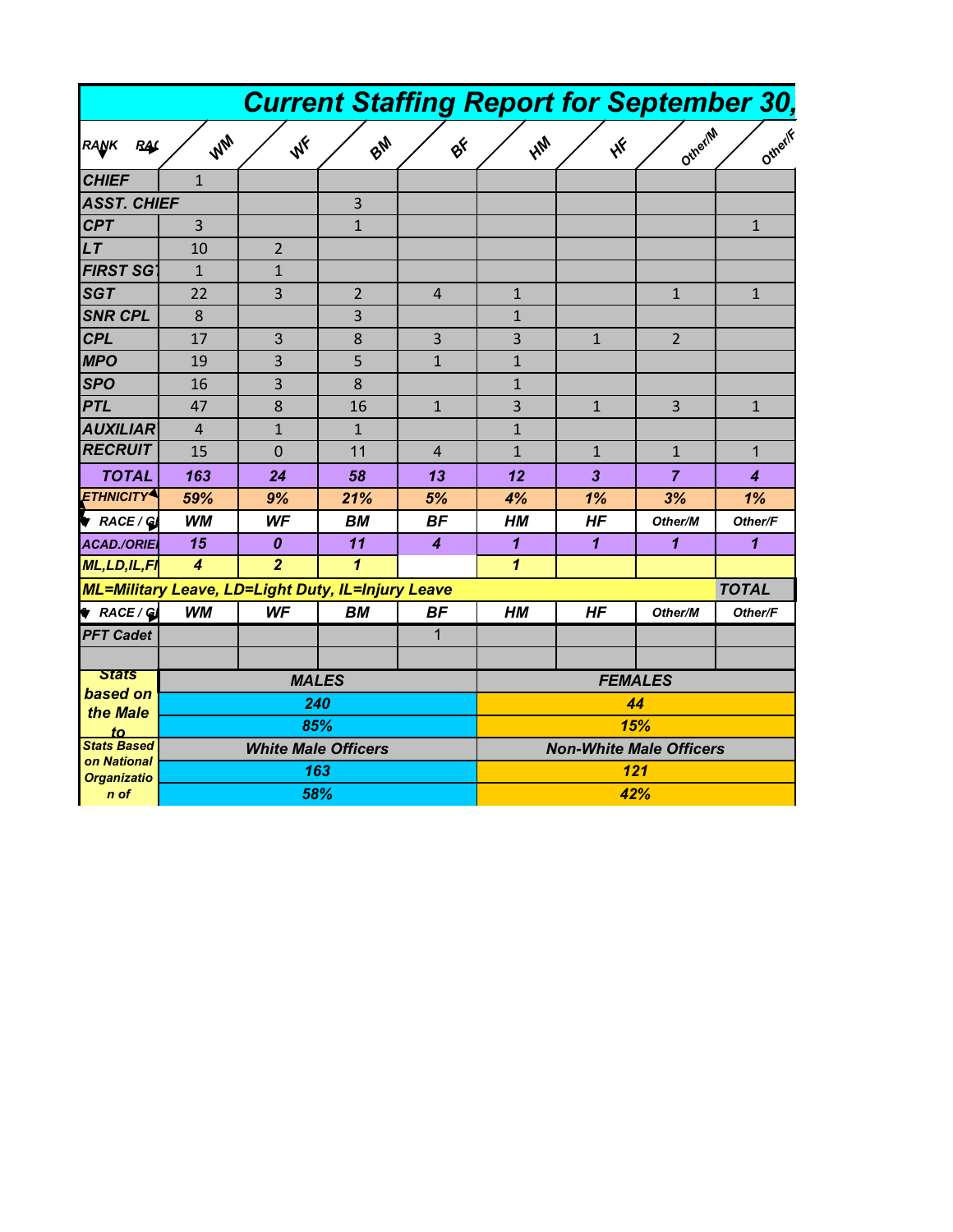# Current Staffing Report for September 30,

| RANK ▼ RAC ► | WM | WF | BM | BF | HM | HF | Other/M | Other/F |
|---|---|---|---|---|---|---|---|---|
| CHIEF | 1 | | | | | | | |
| ASST. CHIEF | | | 3 | | | | | |
| CPT | 3 | | 1 | | | | | 1 |
| LT | 10 | 2 | | | | | | |
| FIRST SG | 1 | 1 | | | | | | |
| SGT | 22 | 3 | 2 | 4 | 1 | | 1 | 1 |
| SNR CPL | 8 | | 3 | | 1 | | | |
| CPL | 17 | 3 | 8 | 3 | 3 | 1 | 2 | |
| MPO | 19 | 3 | 5 | 1 | 1 | | | |
| SPO | 16 | 3 | 8 | | 1 | | | |
| PTL | 47 | 8 | 16 | 1 | 3 | 1 | 3 | 1 |
| AUXILIAR | 4 | 1 | 1 | | 1 | | | |
| RECRUIT | 15 | 0 | 11 | 4 | 1 | 1 | 1 | 1 |
| **TOTAL** | **163** | **24** | **58** | **13** | **12** | **3** | **7** | **4** |
| **ETHNICITY** | **59%** | **9%** | **21%** | **5%** | **4%** | **1%** | **3%** | **1%** |
| **RACE / G** | **WM** | **WF** | **BM** | **BF** | **HM** | **HF** | **Other/M** | **Other/F** |
| **ACAD./ORIE** | **15** | **0** | **11** | **4** | **1** | **1** | **1** | **1** |
| **ML,LD,IL,FI** | **4** | **2** | **1** | | **1** | | | |
| **ML=Military Leave, LD=Light Duty, IL=Injury Leave** | | | | | | | | **TOTAL** |
| **RACE / G** | **WM** | **WF** | **BM** | **BF** | **HM** | **HF** | **Other/M** | **Other/F** |
| **PFT Cadet** | | | | 1 | | | | |
| | | | | | | | | |

| | | |
|---|---|---|
| **Stats based on the Male to** | **MALES** | **FEMALES** |
| | **240** | **44** |
| | **85%** | **15%** |
| **Stats Based on National Organization of** | **White Male Officers** | **Non-White Male Officers** |
| | **163** | **121** |
| | **58%** | **42%** |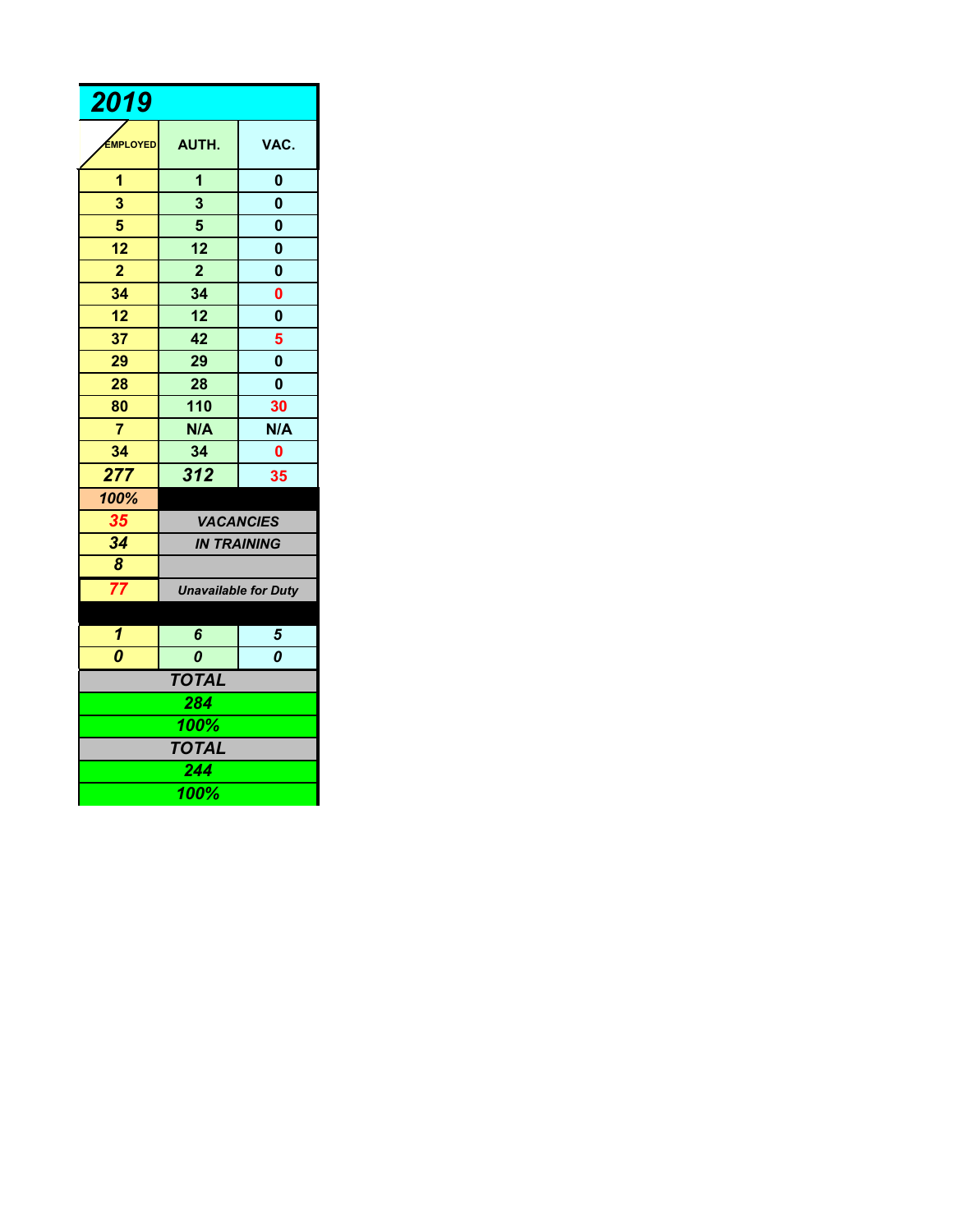## 2019

| EMPLOYED | AUTH. | VAC. |
|---|---|---|
| 1 | 1 | 0 |
| 3 | 3 | 0 |
| 5 | 5 | 0 |
| 12 | 12 | 0 |
| 2 | 2 | 0 |
| 34 | 34 | 0 |
| 12 | 12 | 0 |
| 37 | 42 | 5 |
| 29 | 29 | 0 |
| 28 | 28 | 0 |
| 80 | 110 | 30 |
| 7 | N/A | N/A |
| 34 | 34 | 0 |
| ***277*** | ***312*** | 35 |
| *100%* | | |
| *35* | *VACANCIES* | |
| *34* | *IN TRAINING* | |
| *8* | | |
| *77* | *Unavailable for Duty* | |
| | | |
| *1* | *6* | *5* |
| *0* | *0* | *0* |
| *TOTAL* | | |
| *284* | | |
| *100%* | | |
| *TOTAL* | | |
| *244* | | |
| *100%* | | |